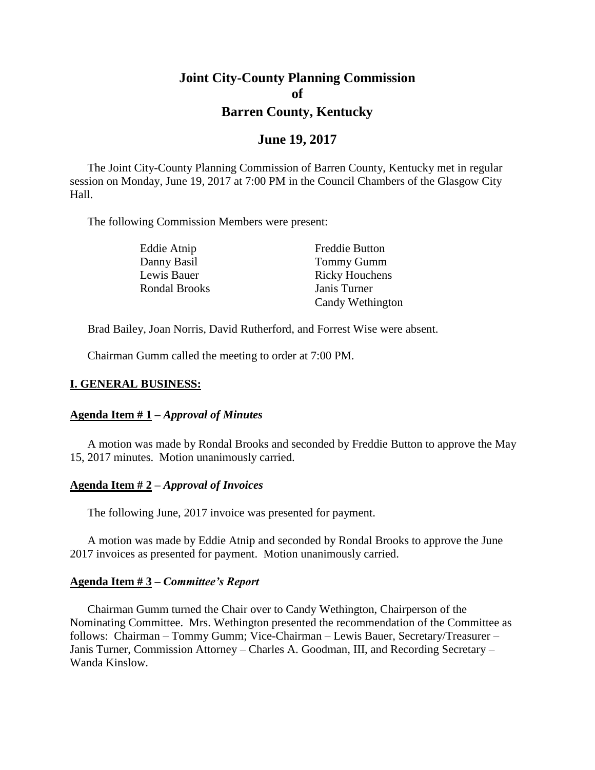# Joint City-County Planning Commission
# of
# Barren County, Kentucky

## June 19, 2017

The Joint City-County Planning Commission of Barren County, Kentucky met in regular session on Monday, June 19, 2017 at 7:00 PM in the Council Chambers of the Glasgow City Hall.

The following Commission Members were present:

| | |
|---|---|
| Eddie Atnip | Freddie Button |
| Danny Basil | Tommy Gumm |
| Lewis Bauer | Ricky Houchens |
| Rondal Brooks | Janis Turner |
| | Candy Wethington |

Brad Bailey, Joan Norris, David Rutherford, and Forrest Wise were absent.

Chairman Gumm called the meeting to order at 7:00 PM.

**<u>I. GENERAL BUSINESS:</u>**

**<u>Agenda Item # 1</u> –** ***Approval of Minutes***

A motion was made by Rondal Brooks and seconded by Freddie Button to approve the May 15, 2017 minutes. Motion unanimously carried.

**<u>Agenda Item # 2</u> –** ***Approval of Invoices***

The following June, 2017 invoice was presented for payment.

A motion was made by Eddie Atnip and seconded by Rondal Brooks to approve the June 2017 invoices as presented for payment. Motion unanimously carried.

**<u>Agenda Item # 3</u> –** ***Committee's Report***

Chairman Gumm turned the Chair over to Candy Wethington, Chairperson of the Nominating Committee. Mrs. Wethington presented the recommendation of the Committee as follows: Chairman – Tommy Gumm; Vice-Chairman – Lewis Bauer, Secretary/Treasurer – Janis Turner, Commission Attorney – Charles A. Goodman, III, and Recording Secretary – Wanda Kinslow.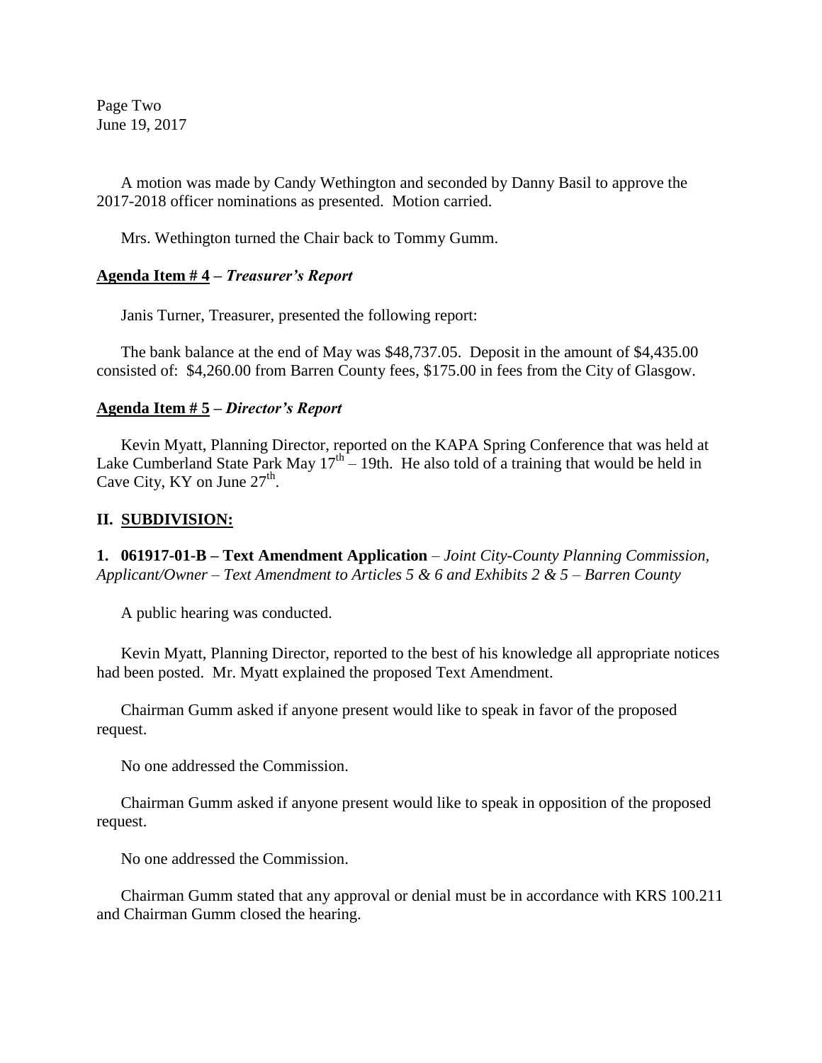A motion was made by Candy Wethington and seconded by Danny Basil to approve the 2017-2018 officer nominations as presented. Motion carried.

Mrs. Wethington turned the Chair back to Tommy Gumm.

**Agenda Item # 4 – *Treasurer's Report***

Janis Turner, Treasurer, presented the following report:

The bank balance at the end of May was $48,737.05. Deposit in the amount of $4,435.00 consisted of: $4,260.00 from Barren County fees, $175.00 in fees from the City of Glasgow.

**Agenda Item # 5 – *Director's Report***

Kevin Myatt, Planning Director, reported on the KAPA Spring Conference that was held at Lake Cumberland State Park May 17th – 19th. He also told of a training that would be held in Cave City, KY on June 27th.

## II. SUBDIVISION:

**1. 061917-01-B – Text Amendment Application** – *Joint City-County Planning Commission, Applicant/Owner – Text Amendment to Articles 5 & 6 and Exhibits 2 & 5 – Barren County*

A public hearing was conducted.

Kevin Myatt, Planning Director, reported to the best of his knowledge all appropriate notices had been posted. Mr. Myatt explained the proposed Text Amendment.

Chairman Gumm asked if anyone present would like to speak in favor of the proposed request.

No one addressed the Commission.

Chairman Gumm asked if anyone present would like to speak in opposition of the proposed request.

No one addressed the Commission.

Chairman Gumm stated that any approval or denial must be in accordance with KRS 100.211 and Chairman Gumm closed the hearing.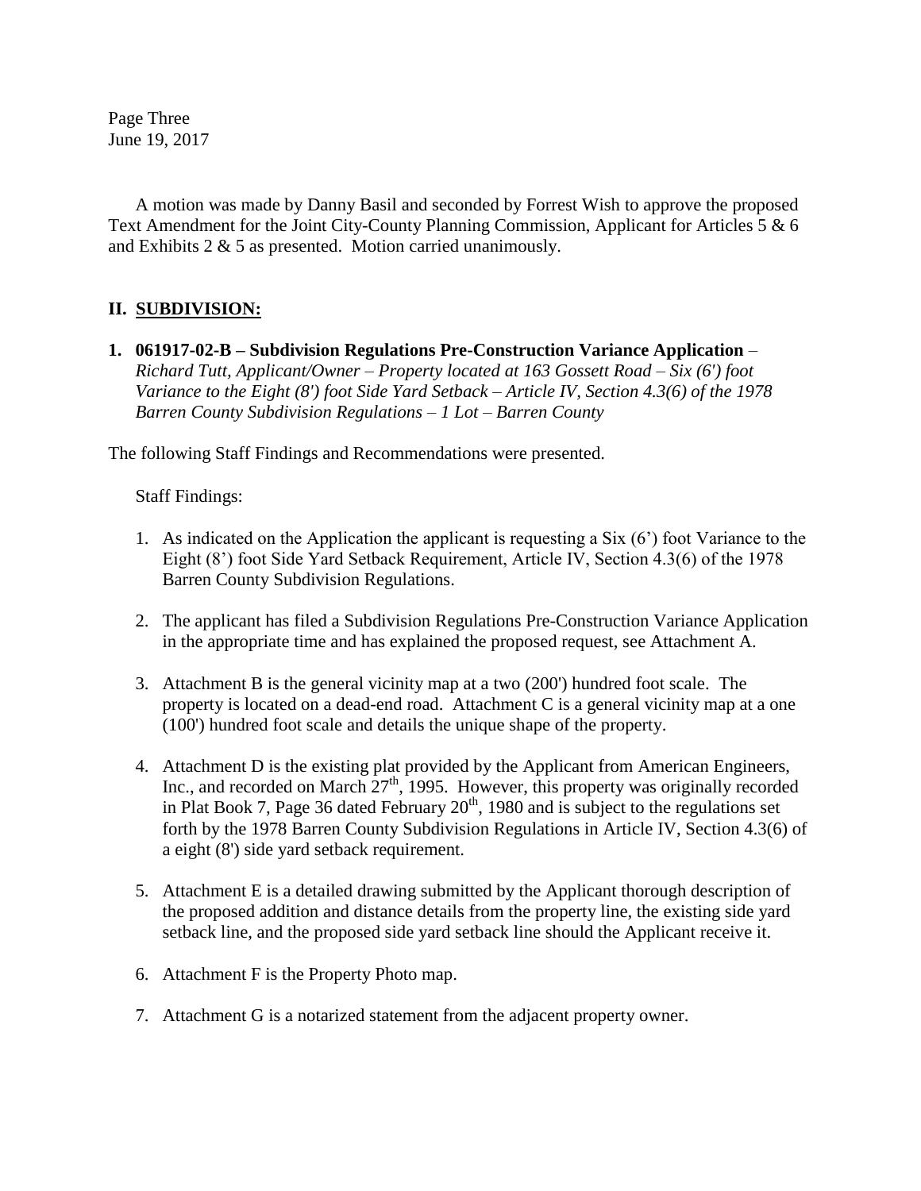A motion was made by Danny Basil and seconded by Forrest Wish to approve the proposed Text Amendment for the Joint City-County Planning Commission, Applicant for Articles 5 & 6 and Exhibits 2 & 5 as presented. Motion carried unanimously.

## II. SUBDIVISION:

**1. 061917-02-B – Subdivision Regulations Pre-Construction Variance Application** – *Richard Tutt, Applicant/Owner – Property located at 163 Gossett Road – Six (6') foot Variance to the Eight (8') foot Side Yard Setback – Article IV, Section 4.3(6) of the 1978 Barren County Subdivision Regulations – 1 Lot – Barren County*

The following Staff Findings and Recommendations were presented.

Staff Findings:

1. As indicated on the Application the applicant is requesting a Six (6') foot Variance to the Eight (8') foot Side Yard Setback Requirement, Article IV, Section 4.3(6) of the 1978 Barren County Subdivision Regulations.

2. The applicant has filed a Subdivision Regulations Pre-Construction Variance Application in the appropriate time and has explained the proposed request, see Attachment A.

3. Attachment B is the general vicinity map at a two (200') hundred foot scale. The property is located on a dead-end road. Attachment C is a general vicinity map at a one (100') hundred foot scale and details the unique shape of the property.

4. Attachment D is the existing plat provided by the Applicant from American Engineers, Inc., and recorded on March 27th, 1995. However, this property was originally recorded in Plat Book 7, Page 36 dated February 20th, 1980 and is subject to the regulations set forth by the 1978 Barren County Subdivision Regulations in Article IV, Section 4.3(6) of a eight (8') side yard setback requirement.

5. Attachment E is a detailed drawing submitted by the Applicant thorough description of the proposed addition and distance details from the property line, the existing side yard setback line, and the proposed side yard setback line should the Applicant receive it.

6. Attachment F is the Property Photo map.

7. Attachment G is a notarized statement from the adjacent property owner.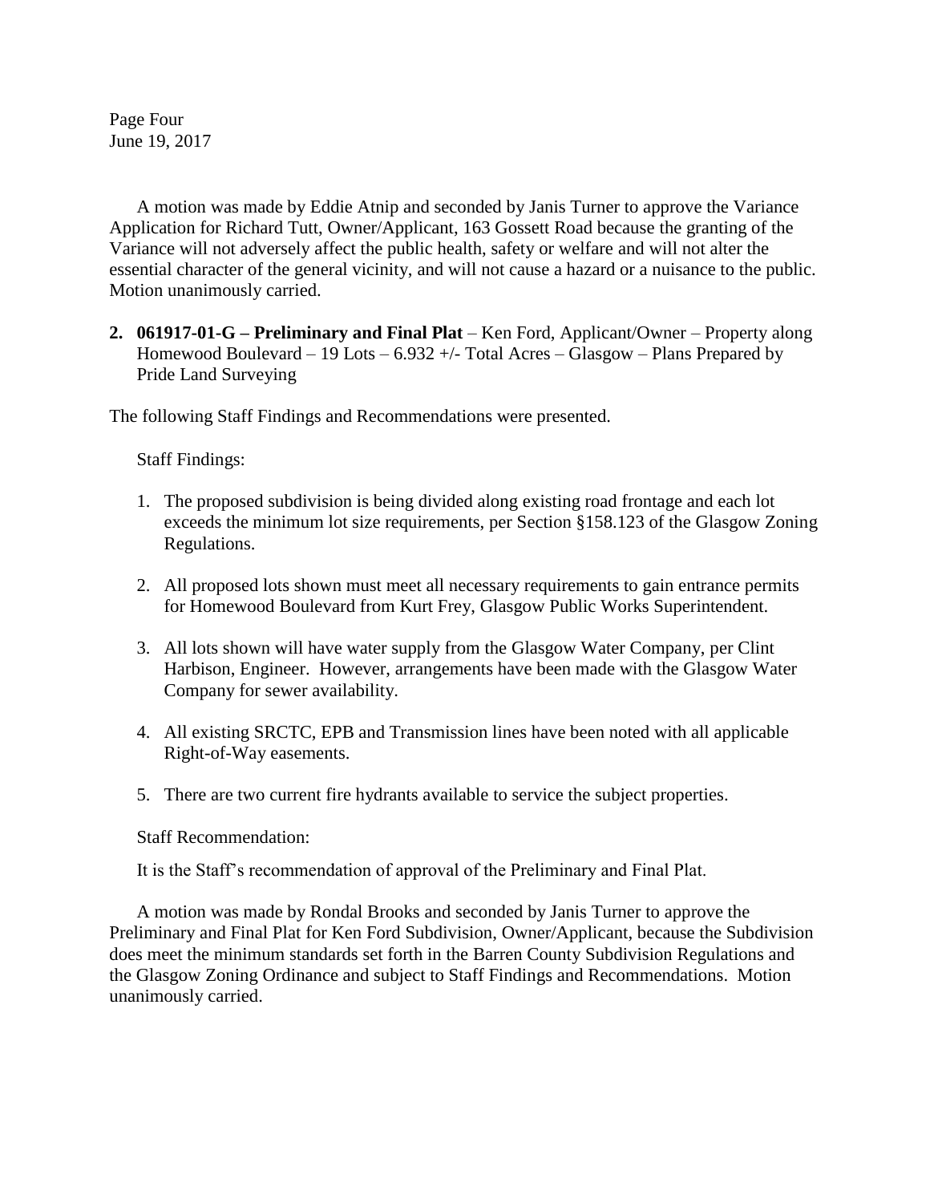A motion was made by Eddie Atnip and seconded by Janis Turner to approve the Variance Application for Richard Tutt, Owner/Applicant, 163 Gossett Road because the granting of the Variance will not adversely affect the public health, safety or welfare and will not alter the essential character of the general vicinity, and will not cause a hazard or a nuisance to the public. Motion unanimously carried.

2. **061917-01-G – Preliminary and Final Plat** – Ken Ford, Applicant/Owner – Property along Homewood Boulevard – 19 Lots – 6.932 +/- Total Acres – Glasgow – Plans Prepared by Pride Land Surveying

The following Staff Findings and Recommendations were presented.

Staff Findings:

1. The proposed subdivision is being divided along existing road frontage and each lot exceeds the minimum lot size requirements, per Section §158.123 of the Glasgow Zoning Regulations.

2. All proposed lots shown must meet all necessary requirements to gain entrance permits for Homewood Boulevard from Kurt Frey, Glasgow Public Works Superintendent.

3. All lots shown will have water supply from the Glasgow Water Company, per Clint Harbison, Engineer. However, arrangements have been made with the Glasgow Water Company for sewer availability.

4. All existing SRCTC, EPB and Transmission lines have been noted with all applicable Right-of-Way easements.

5. There are two current fire hydrants available to service the subject properties.

Staff Recommendation:

It is the Staff's recommendation of approval of the Preliminary and Final Plat.

A motion was made by Rondal Brooks and seconded by Janis Turner to approve the Preliminary and Final Plat for Ken Ford Subdivision, Owner/Applicant, because the Subdivision does meet the minimum standards set forth in the Barren County Subdivision Regulations and the Glasgow Zoning Ordinance and subject to Staff Findings and Recommendations. Motion unanimously carried.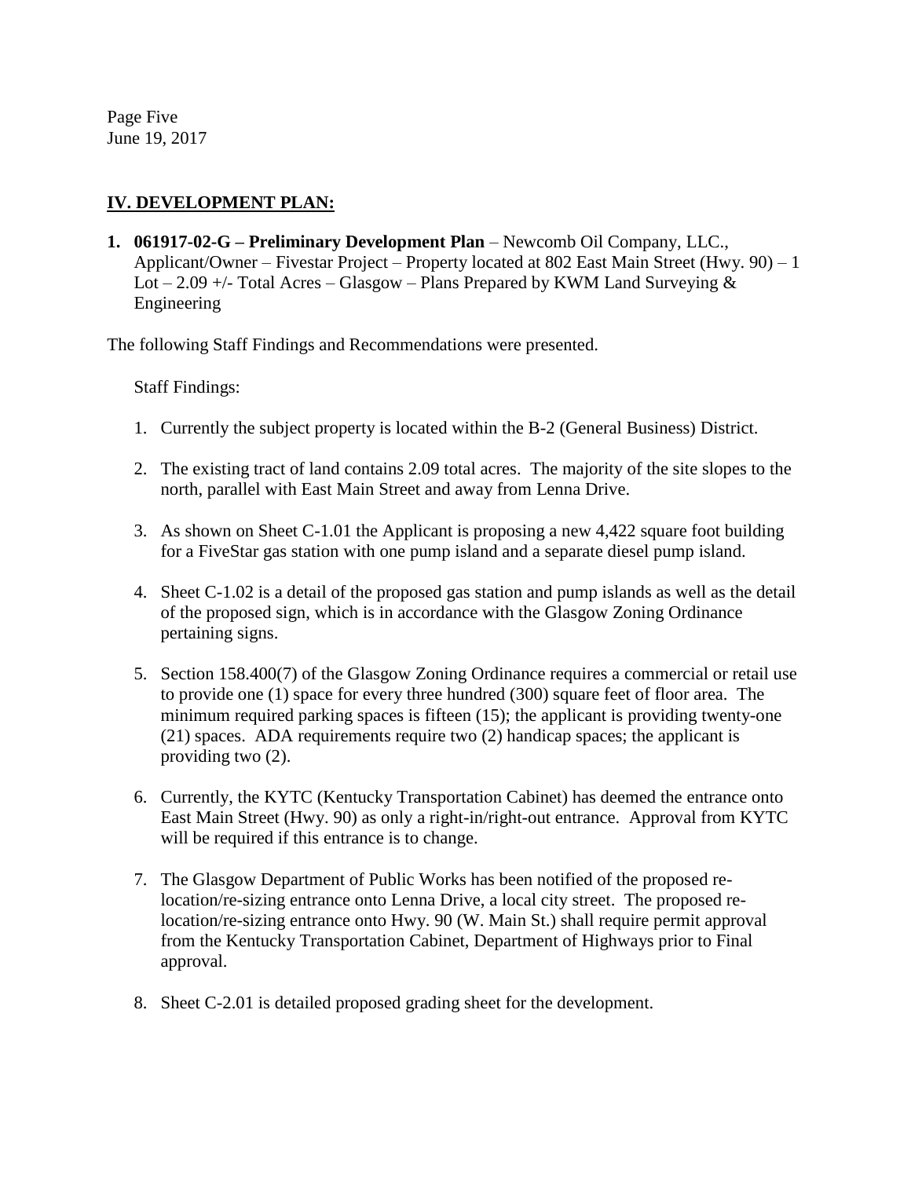## IV. DEVELOPMENT PLAN:

1. **061917-02-G – Preliminary Development Plan** – Newcomb Oil Company, LLC., Applicant/Owner – Fivestar Project – Property located at 802 East Main Street (Hwy. 90) – 1 Lot – 2.09 +/- Total Acres – Glasgow – Plans Prepared by KWM Land Surveying & Engineering

The following Staff Findings and Recommendations were presented.

Staff Findings:

1. Currently the subject property is located within the B-2 (General Business) District.

2. The existing tract of land contains 2.09 total acres. The majority of the site slopes to the north, parallel with East Main Street and away from Lenna Drive.

3. As shown on Sheet C-1.01 the Applicant is proposing a new 4,422 square foot building for a FiveStar gas station with one pump island and a separate diesel pump island.

4. Sheet C-1.02 is a detail of the proposed gas station and pump islands as well as the detail of the proposed sign, which is in accordance with the Glasgow Zoning Ordinance pertaining signs.

5. Section 158.400(7) of the Glasgow Zoning Ordinance requires a commercial or retail use to provide one (1) space for every three hundred (300) square feet of floor area. The minimum required parking spaces is fifteen (15); the applicant is providing twenty-one (21) spaces. ADA requirements require two (2) handicap spaces; the applicant is providing two (2).

6. Currently, the KYTC (Kentucky Transportation Cabinet) has deemed the entrance onto East Main Street (Hwy. 90) as only a right-in/right-out entrance. Approval from KYTC will be required if this entrance is to change.

7. The Glasgow Department of Public Works has been notified of the proposed re-location/re-sizing entrance onto Lenna Drive, a local city street. The proposed re-location/re-sizing entrance onto Hwy. 90 (W. Main St.) shall require permit approval from the Kentucky Transportation Cabinet, Department of Highways prior to Final approval.

8. Sheet C-2.01 is detailed proposed grading sheet for the development.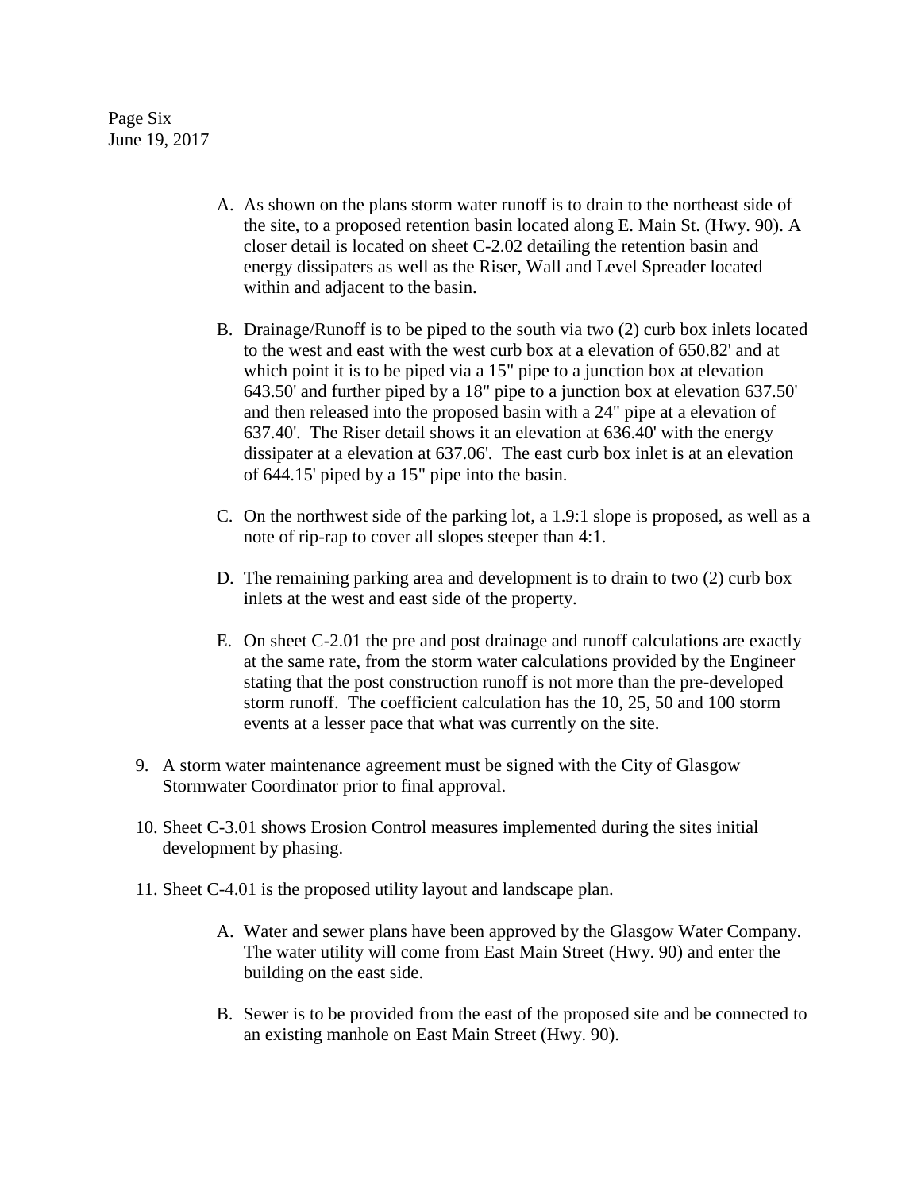A. As shown on the plans storm water runoff is to drain to the northeast side of the site, to a proposed retention basin located along E. Main St. (Hwy. 90). A closer detail is located on sheet C-2.02 detailing the retention basin and energy dissipaters as well as the Riser, Wall and Level Spreader located within and adjacent to the basin.

B. Drainage/Runoff is to be piped to the south via two (2) curb box inlets located to the west and east with the west curb box at a elevation of 650.82' and at which point it is to be piped via a 15" pipe to a junction box at elevation 643.50' and further piped by a 18" pipe to a junction box at elevation 637.50' and then released into the proposed basin with a 24" pipe at a elevation of 637.40'. The Riser detail shows it an elevation at 636.40' with the energy dissipater at a elevation at 637.06'. The east curb box inlet is at an elevation of 644.15' piped by a 15" pipe into the basin.

C. On the northwest side of the parking lot, a 1.9:1 slope is proposed, as well as a note of rip-rap to cover all slopes steeper than 4:1.

D. The remaining parking area and development is to drain to two (2) curb box inlets at the west and east side of the property.

E. On sheet C-2.01 the pre and post drainage and runoff calculations are exactly at the same rate, from the storm water calculations provided by the Engineer stating that the post construction runoff is not more than the pre-developed storm runoff. The coefficient calculation has the 10, 25, 50 and 100 storm events at a lesser pace that what was currently on the site.

9. A storm water maintenance agreement must be signed with the City of Glasgow Stormwater Coordinator prior to final approval.

10. Sheet C-3.01 shows Erosion Control measures implemented during the sites initial development by phasing.

11. Sheet C-4.01 is the proposed utility layout and landscape plan.

    A. Water and sewer plans have been approved by the Glasgow Water Company. The water utility will come from East Main Street (Hwy. 90) and enter the building on the east side.

    B. Sewer is to be provided from the east of the proposed site and be connected to an existing manhole on East Main Street (Hwy. 90).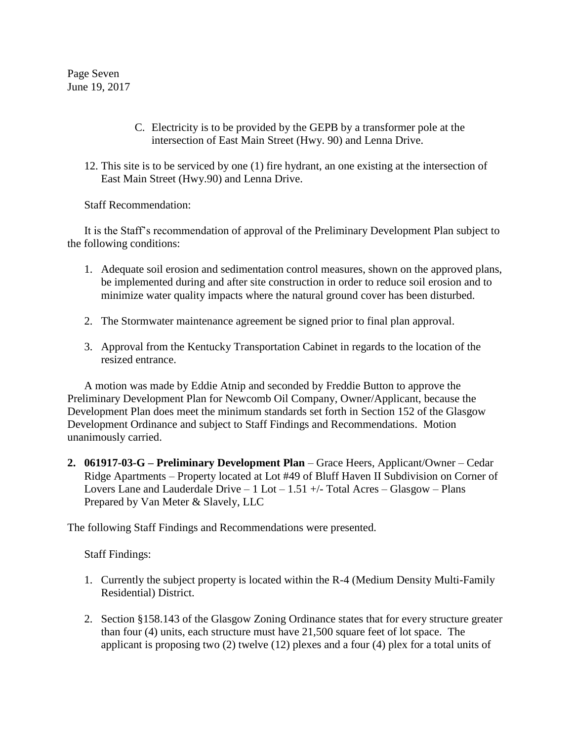C. Electricity is to be provided by the GEPB by a transformer pole at the intersection of East Main Street (Hwy. 90) and Lenna Drive.

12. This site is to be serviced by one (1) fire hydrant, an one existing at the intersection of East Main Street (Hwy.90) and Lenna Drive.

Staff Recommendation:

It is the Staff's recommendation of approval of the Preliminary Development Plan subject to the following conditions:

1. Adequate soil erosion and sedimentation control measures, shown on the approved plans, be implemented during and after site construction in order to reduce soil erosion and to minimize water quality impacts where the natural ground cover has been disturbed.

2. The Stormwater maintenance agreement be signed prior to final plan approval.

3. Approval from the Kentucky Transportation Cabinet in regards to the location of the resized entrance.

A motion was made by Eddie Atnip and seconded by Freddie Button to approve the Preliminary Development Plan for Newcomb Oil Company, Owner/Applicant, because the Development Plan does meet the minimum standards set forth in Section 152 of the Glasgow Development Ordinance and subject to Staff Findings and Recommendations. Motion unanimously carried.

**2. 061917-03-G – Preliminary Development Plan** – Grace Heers, Applicant/Owner – Cedar Ridge Apartments – Property located at Lot #49 of Bluff Haven II Subdivision on Corner of Lovers Lane and Lauderdale Drive – 1 Lot – 1.51 +/- Total Acres – Glasgow – Plans Prepared by Van Meter & Slavely, LLC

The following Staff Findings and Recommendations were presented.

Staff Findings:

1. Currently the subject property is located within the R-4 (Medium Density Multi-Family Residential) District.

2. Section §158.143 of the Glasgow Zoning Ordinance states that for every structure greater than four (4) units, each structure must have 21,500 square feet of lot space. The applicant is proposing two (2) twelve (12) plexes and a four (4) plex for a total units of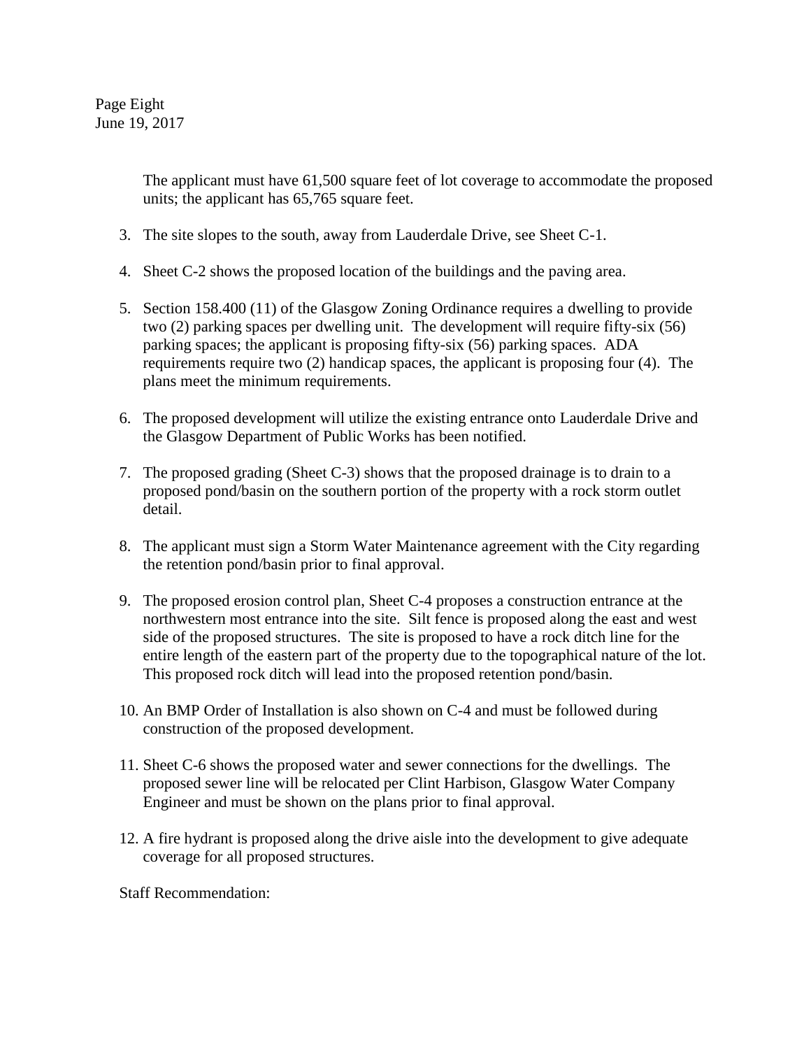The applicant must have 61,500 square feet of lot coverage to accommodate the proposed units; the applicant has 65,765 square feet.

3. The site slopes to the south, away from Lauderdale Drive, see Sheet C-1.

4. Sheet C-2 shows the proposed location of the buildings and the paving area.

5. Section 158.400 (11) of the Glasgow Zoning Ordinance requires a dwelling to provide two (2) parking spaces per dwelling unit. The development will require fifty-six (56) parking spaces; the applicant is proposing fifty-six (56) parking spaces. ADA requirements require two (2) handicap spaces, the applicant is proposing four (4). The plans meet the minimum requirements.

6. The proposed development will utilize the existing entrance onto Lauderdale Drive and the Glasgow Department of Public Works has been notified.

7. The proposed grading (Sheet C-3) shows that the proposed drainage is to drain to a proposed pond/basin on the southern portion of the property with a rock storm outlet detail.

8. The applicant must sign a Storm Water Maintenance agreement with the City regarding the retention pond/basin prior to final approval.

9. The proposed erosion control plan, Sheet C-4 proposes a construction entrance at the northwestern most entrance into the site. Silt fence is proposed along the east and west side of the proposed structures. The site is proposed to have a rock ditch line for the entire length of the eastern part of the property due to the topographical nature of the lot. This proposed rock ditch will lead into the proposed retention pond/basin.

10. An BMP Order of Installation is also shown on C-4 and must be followed during construction of the proposed development.

11. Sheet C-6 shows the proposed water and sewer connections for the dwellings. The proposed sewer line will be relocated per Clint Harbison, Glasgow Water Company Engineer and must be shown on the plans prior to final approval.

12. A fire hydrant is proposed along the drive aisle into the development to give adequate coverage for all proposed structures.

Staff Recommendation: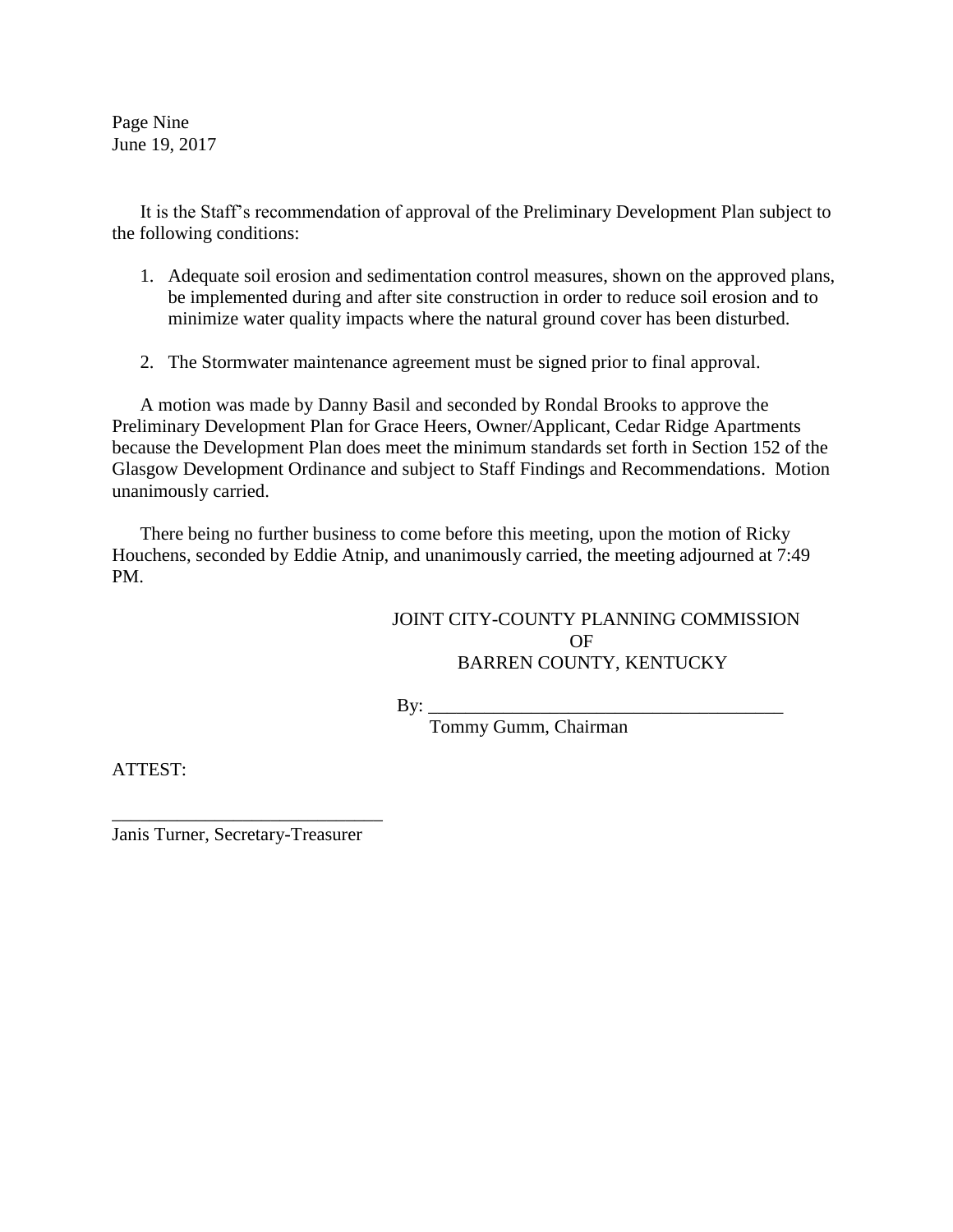It is the Staff's recommendation of approval of the Preliminary Development Plan subject to the following conditions:

1. Adequate soil erosion and sedimentation control measures, shown on the approved plans, be implemented during and after site construction in order to reduce soil erosion and to minimize water quality impacts where the natural ground cover has been disturbed.

2. The Stormwater maintenance agreement must be signed prior to final approval.

A motion was made by Danny Basil and seconded by Rondal Brooks to approve the Preliminary Development Plan for Grace Heers, Owner/Applicant, Cedar Ridge Apartments because the Development Plan does meet the minimum standards set forth in Section 152 of the Glasgow Development Ordinance and subject to Staff Findings and Recommendations. Motion unanimously carried.

There being no further business to come before this meeting, upon the motion of Ricky Houchens, seconded by Eddie Atnip, and unanimously carried, the meeting adjourned at 7:49 PM.

JOINT CITY-COUNTY PLANNING COMMISSION
OF
BARREN COUNTY, KENTUCKY

By: ______________________________________
Tommy Gumm, Chairman

ATTEST:

______________________________
Janis Turner, Secretary-Treasurer